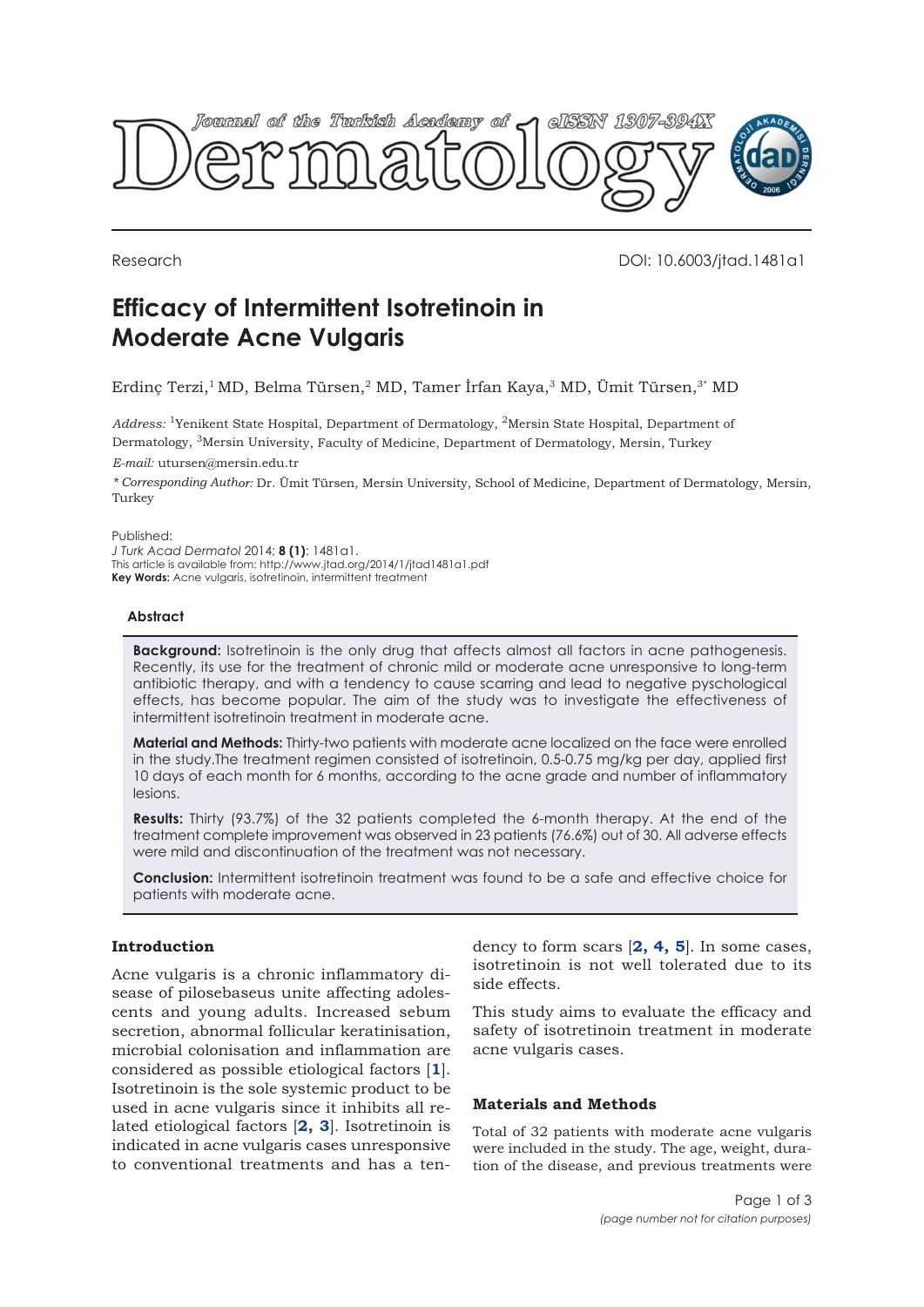Research

DOI: 10.6003/jtad.1481a1

# Efficacy of Intermittent Isotretinoin in Moderate Acne Vulgaris

Erdinç Terzi,[1] MD, Belma Türsen,[2] MD, Tamer İrfan Kaya,[3] MD, Ümit Türsen,[3*] MD

*Address:* [1]Yenikent State Hospital, Department of Dermatology, [2]Mersin State Hospital, Department of Dermatology, [3]Mersin University, Faculty of Medicine, Department of Dermatology, Mersin, Turkey

*E-mail:* utursen@mersin.edu.tr

*\* Corresponding Author:* Dr. Ümit Türsen, Mersin University, School of Medicine, Department of Dermatology, Mersin, Turkey

Published:
*J Turk Acad Dermatol* 2014; **8 (1)**: 1481a1.
This article is available from: http://www.jtad.org/2014/1/jtad1481a1.pdf
**Key Words:** Acne vulgaris, isotretinoin, intermittent treatment

### Abstract

**Background:** Isotretinoin is the only drug that affects almost all factors in acne pathogenesis. Recently, its use for the treatment of chronic mild or moderate acne unresponsive to long-term antibiotic therapy, and with a tendency to cause scarring and lead to negative pyschological effects, has become popular. The aim of the study was to investigate the effectiveness of intermittent isotretinoin treatment in moderate acne.

**Material and Methods:** Thirty-two patients with moderate acne localized on the face were enrolled in the study.The treatment regimen consisted of isotretinoin, 0.5-0.75 mg/kg per day, applied first 10 days of each month for 6 months, according to the acne grade and number of inflammatory lesions.

**Results:** Thirty (93.7%) of the 32 patients completed the 6-month therapy. At the end of the treatment complete improvement was observed in 23 patients (76.6%) out of 30. All adverse effects were mild and discontinuation of the treatment was not necessary.

**Conclusion:** Intermittent isotretinoin treatment was found to be a safe and effective choice for patients with moderate acne.

## Introduction

Acne vulgaris is a chronic inflammatory disease of pilosebaseus unite affecting adolescents and young adults. Increased sebum secretion, abnormal follicular keratinisation, microbial colonisation and inflammation are considered as possible etiological factors [1]. Isotretinoin is the sole systemic product to be used in acne vulgaris since it inhibits all related etiological factors [2, 3]. Isotretinoin is indicated in acne vulgaris cases unresponsive to conventional treatments and has a tendency to form scars [2, 4, 5]. In some cases, isotretinoin is not well tolerated due to its side effects.

This study aims to evaluate the efficacy and safety of isotretinoin treatment in moderate acne vulgaris cases.

## Materials and Methods

Total of 32 patients with moderate acne vulgaris were included in the study. The age, weight, duration of the disease, and previous treatments were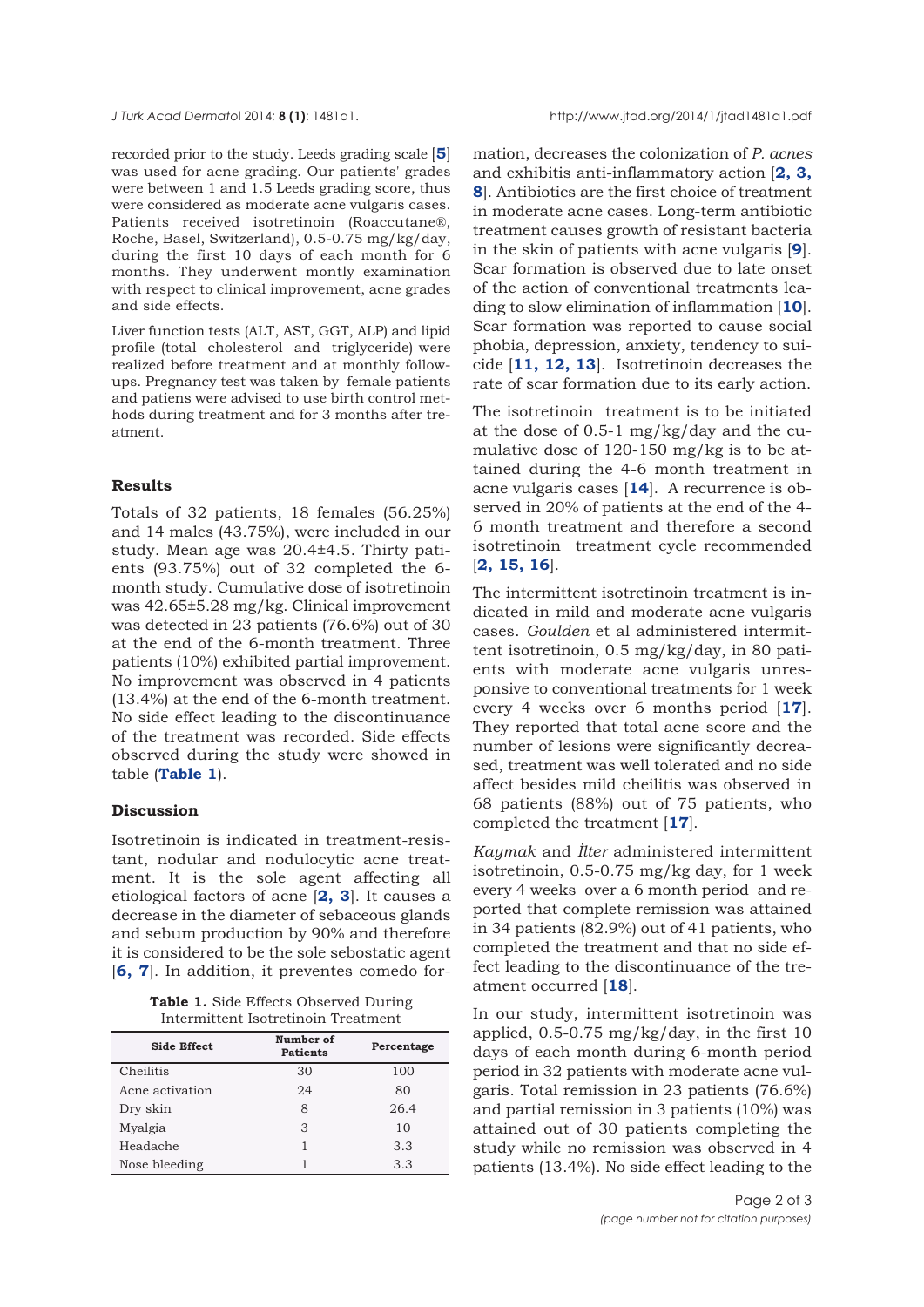recorded prior to the study. Leeds grading scale [**5**] was used for acne grading. Our patients' grades were between 1 and 1.5 Leeds grading score, thus were considered as moderate acne vulgaris cases. Patients received isotretinoin (Roaccutane®, Roche, Basel, Switzerland), 0.5-0.75 mg/kg/day, during the first 10 days of each month for 6 months. They underwent montly examination with respect to clinical improvement, acne grades and side effects.

Liver function tests (ALT, AST, GGT, ALP) and lipid profile (total cholesterol and triglyceride) were realized before treatment and at monthly follow-ups. Pregnancy test was taken by female patients and patiens were advised to use birth control methods during treatment and for 3 months after treatment.

## Results

Totals of 32 patients, 18 females (56.25%) and 14 males (43.75%), were included in our study. Mean age was 20.4±4.5. Thirty patients (93.75%) out of 32 completed the 6-month study. Cumulative dose of isotretinoin was 42.65±5.28 mg/kg. Clinical improvement was detected in 23 patients (76.6%) out of 30 at the end of the 6-month treatment. Three patients (10%) exhibited partial improvement. No improvement was observed in 4 patients (13.4%) at the end of the 6-month treatment. No side effect leading to the discontinuance of the treatment was recorded. Side effects observed during the study were showed in table (**Table 1**).

## Discussion

Isotretinoin is indicated in treatment-resistant, nodular and nodulocytic acne treatment. It is the sole agent affecting all etiological factors of acne [**2, 3**]. It causes a decrease in the diameter of sebaceous glands and sebum production by 90% and therefore it is considered to be the sole sebostatic agent [**6, 7**]. In addition, it preventes comedo formation, decreases the colonization of *P. acnes* and exhibitis anti-inflammatory action [**2, 3, 8**]. Antibiotics are the first choice of treatment in moderate acne cases. Long-term antibiotic treatment causes growth of resistant bacteria in the skin of patients with acne vulgaris [**9**]. Scar formation is observed due to late onset of the action of conventional treatments leading to slow elimination of inflammation [**10**]. Scar formation was reported to cause social phobia, depression, anxiety, tendency to suicide [**11, 12, 13**]. Isotretinoin decreases the rate of scar formation due to its early action.

**Table 1.** Side Effects Observed During Intermittent Isotretinoin Treatment

| Side Effect | Number of Patients | Percentage |
|---|---|---|
| Cheilitis | 30 | 100 |
| Acne activation | 24 | 80 |
| Dry skin | 8 | 26.4 |
| Myalgia | 3 | 10 |
| Headache | 1 | 3.3 |
| Nose bleeding | 1 | 3.3 |

The isotretinoin treatment is to be initiated at the dose of 0.5-1 mg/kg/day and the cumulative dose of 120-150 mg/kg is to be attained during the 4-6 month treatment in acne vulgaris cases [**14**]. A recurrence is observed in 20% of patients at the end of the 4-6 month treatment and therefore a second isotretinoin treatment cycle recommended [**2, 15, 16**].

The intermittent isotretinoin treatment is indicated in mild and moderate acne vulgaris cases. *Goulden* et al administered intermittent isotretinoin, 0.5 mg/kg/day, in 80 patients with moderate acne vulgaris unresponsive to conventional treatments for 1 week every 4 weeks over 6 months period [**17**]. They reported that total acne score and the number of lesions were significantly decreased, treatment was well tolerated and no side affect besides mild cheilitis was observed in 68 patients (88%) out of 75 patients, who completed the treatment [**17**].

*Kaymak* and *İlter* administered intermittent isotretinoin, 0.5-0.75 mg/kg day, for 1 week every 4 weeks over a 6 month period and reported that complete remission was attained in 34 patients (82.9%) out of 41 patients, who completed the treatment and that no side effect leading to the discontinuance of the treatment occurred [**18**].

In our study, intermittent isotretinoin was applied, 0.5-0.75 mg/kg/day, in the first 10 days of each month during 6-month period period in 32 patients with moderate acne vulgaris. Total remission in 23 patients (76.6%) and partial remission in 3 patients (10%) was attained out of 30 patients completing the study while no remission was observed in 4 patients (13.4%). No side effect leading to the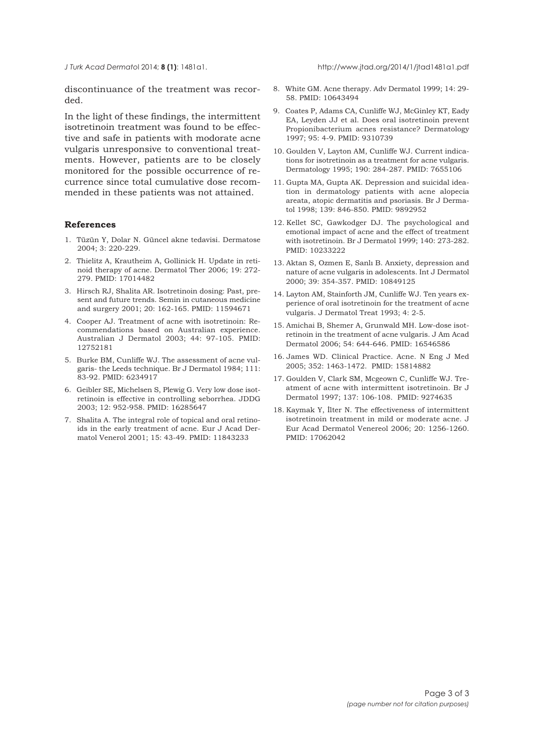discontinuance of the treatment was recorded.

In the light of these findings, the intermittent isotretinoin treatment was found to be effective and safe in patients with modorate acne vulgaris unresponsive to conventional treatments. However, patients are to be closely monitored for the possible occurrence of recurrence since total cumulative dose recommended in these patients was not attained.

## References

1. Tüzün Y, Dolar N. Güncel akne tedavisi. Dermatose 2004; 3: 220-229.
2. Thielitz A, Krautheim A, Gollinick H. Update in retinoid therapy of acne. Dermatol Ther 2006; 19: 272-279. PMID: 17014482
3. Hirsch RJ, Shalita AR. Isotretinoin dosing: Past, present and future trends. Semin in cutaneous medicine and surgery 2001; 20: 162-165. PMID: 11594671
4. Cooper AJ. Treatment of acne with isotretinoin: Recommendations based on Australian experience. Australian J Dermatol 2003; 44: 97-105. PMID: 12752181
5. Burke BM, Cunliffe WJ. The assessment of acne vulgaris- the Leeds technique. Br J Dermatol 1984; 111: 83-92. PMID: 6234917
6. Geibler SE, Michelsen S, Plewig G. Very low dose isotretinoin is effective in controlling seborrhea. JDDG 2003; 12: 952-958. PMID: 16285647
7. Shalita A. The integral role of topical and oral retinoids in the early treatment of acne. Eur J Acad Dermatol Venerol 2001; 15: 43-49. PMID: 11843233
8. White GM. Acne therapy. Adv Dermatol 1999; 14: 29-58. PMID: 10643494
9. Coates P, Adams CA, Cunliffe WJ, McGinley KT, Eady EA, Leyden JJ et al. Does oral isotretinoin prevent Propionibacterium acnes resistance? Dermatology 1997; 95: 4-9. PMID: 9310739
10. Goulden V, Layton AM, Cunliffe WJ. Current indications for isotretinoin as a treatment for acne vulgaris. Dermatology 1995; 190: 284-287. PMID: 7655106
11. Gupta MA, Gupta AK. Depression and suicidal ideation in dermatology patients with acne alopecia areata, atopic dermatitis and psoriasis. Br J Dermatol 1998; 139: 846-850. PMID: 9892952
12. Kellet SC, Gawkodger DJ. The psychological and emotional impact of acne and the effect of treatment with isotretinoin. Br J Dermatol 1999; 140: 273-282. PMID: 10233222
13. Aktan S, Ozmen E, Sanlı B. Anxiety, depression and nature of acne vulgaris in adolescents. Int J Dermatol 2000; 39: 354-357. PMID: 10849125
14. Layton AM, Stainforth JM, Cunliffe WJ. Ten years experience of oral isotretinoin for the treatment of acne vulgaris. J Dermatol Treat 1993; 4: 2-5.
15. Amichai B, Shemer A, Grunwald MH. Low-dose isotretinoin in the treatment of acne vulgaris. J Am Acad Dermatol 2006; 54: 644-646. PMID: 16546586
16. James WD. Clinical Practice. Acne. N Eng J Med 2005; 352: 1463-1472. PMID: 15814882
17. Goulden V, Clark SM, Mcgeown C, Cunliffe WJ. Treatment of acne with intermittent isotretinoin. Br J Dermatol 1997; 137: 106-108. PMID: 9274635
18. Kaymak Y, İlter N. The effectiveness of intermittent isotretinoin treatment in mild or moderate acne. J Eur Acad Dermatol Venereol 2006; 20: 1256-1260. PMID: 17062042